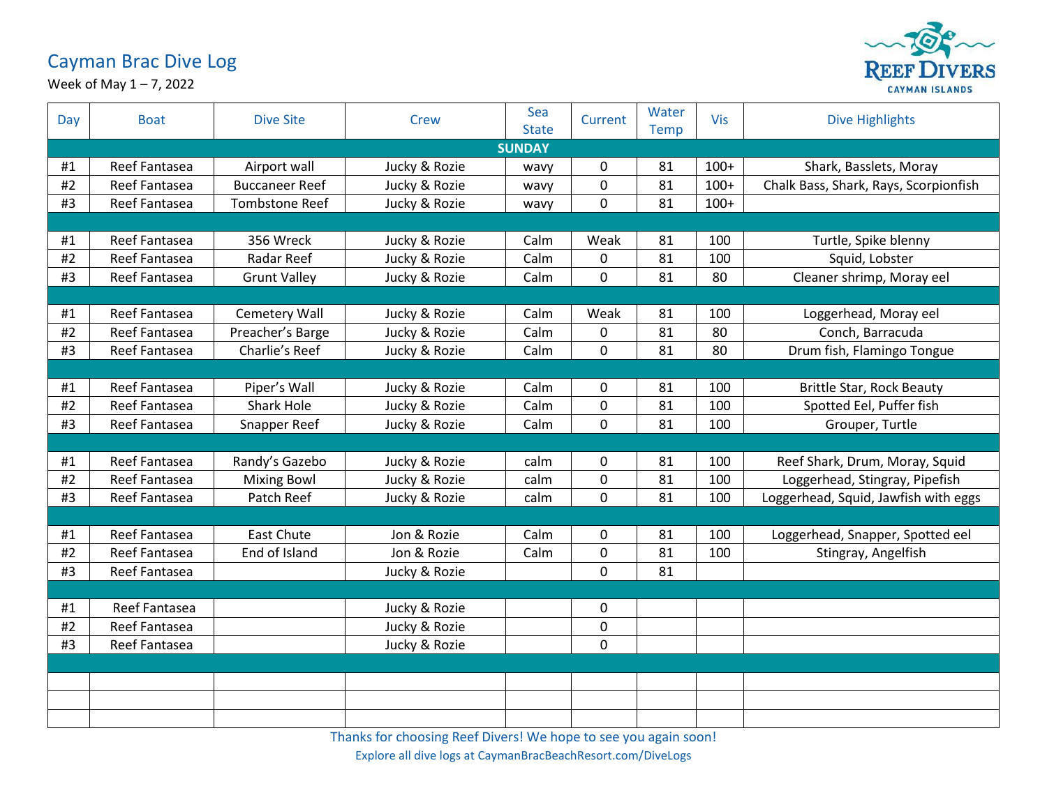# Cayman Brac Dive Log

Week of May 1 – 7, 2022

REEF DIVERS
CAYMAN ISLANDS

| Day | Boat | Dive Site | Crew | Sea State | Current | Water Temp | Vis | Dive Highlights |
|---|---|---|---|---|---|---|---|---|
| **SUNDAY** | | | | | | | | |
| #1 | Reef Fantasea | Airport wall | Jucky & Rozie | wavy | 0 | 81 | 100+ | Shark, Basslets, Moray |
| #2 | Reef Fantasea | Buccaneer Reef | Jucky & Rozie | wavy | 0 | 81 | 100+ | Chalk Bass, Shark, Rays, Scorpionfish |
| #3 | Reef Fantasea | Tombstone Reef | Jucky & Rozie | wavy | 0 | 81 | 100+ | |
| | | | | | | | | |
| #1 | Reef Fantasea | 356 Wreck | Jucky & Rozie | Calm | Weak | 81 | 100 | Turtle, Spike blenny |
| #2 | Reef Fantasea | Radar Reef | Jucky & Rozie | Calm | 0 | 81 | 100 | Squid, Lobster |
| #3 | Reef Fantasea | Grunt Valley | Jucky & Rozie | Calm | 0 | 81 | 80 | Cleaner shrimp, Moray eel |
| | | | | | | | | |
| #1 | Reef Fantasea | Cemetery Wall | Jucky & Rozie | Calm | Weak | 81 | 100 | Loggerhead, Moray eel |
| #2 | Reef Fantasea | Preacher's Barge | Jucky & Rozie | Calm | 0 | 81 | 80 | Conch, Barracuda |
| #3 | Reef Fantasea | Charlie's Reef | Jucky & Rozie | Calm | 0 | 81 | 80 | Drum fish, Flamingo Tongue |
| | | | | | | | | |
| #1 | Reef Fantasea | Piper's Wall | Jucky & Rozie | Calm | 0 | 81 | 100 | Brittle Star, Rock Beauty |
| #2 | Reef Fantasea | Shark Hole | Jucky & Rozie | Calm | 0 | 81 | 100 | Spotted Eel, Puffer fish |
| #3 | Reef Fantasea | Snapper Reef | Jucky & Rozie | Calm | 0 | 81 | 100 | Grouper, Turtle |
| | | | | | | | | |
| #1 | Reef Fantasea | Randy's Gazebo | Jucky & Rozie | calm | 0 | 81 | 100 | Reef Shark, Drum, Moray, Squid |
| #2 | Reef Fantasea | Mixing Bowl | Jucky & Rozie | calm | 0 | 81 | 100 | Loggerhead, Stingray, Pipefish |
| #3 | Reef Fantasea | Patch Reef | Jucky & Rozie | calm | 0 | 81 | 100 | Loggerhead, Squid, Jawfish with eggs |
| | | | | | | | | |
| #1 | Reef Fantasea | East Chute | Jon & Rozie | Calm | 0 | 81 | 100 | Loggerhead, Snapper, Spotted eel |
| #2 | Reef Fantasea | End of Island | Jon & Rozie | Calm | 0 | 81 | 100 | Stingray, Angelfish |
| #3 | Reef Fantasea | | Jucky & Rozie | | 0 | 81 | | |
| | | | | | | | | |
| #1 | Reef Fantasea | | Jucky & Rozie | | 0 | | | |
| #2 | Reef Fantasea | | Jucky & Rozie | | 0 | | | |
| #3 | Reef Fantasea | | Jucky & Rozie | | 0 | | | |
| | | | | | | | | |
| | | | | | | | | |
| | | | | | | | | |
| | | | | | | | | |

Thanks for choosing Reef Divers! We hope to see you again soon!

Explore all dive logs at CaymanBracBeachResort.com/DiveLogs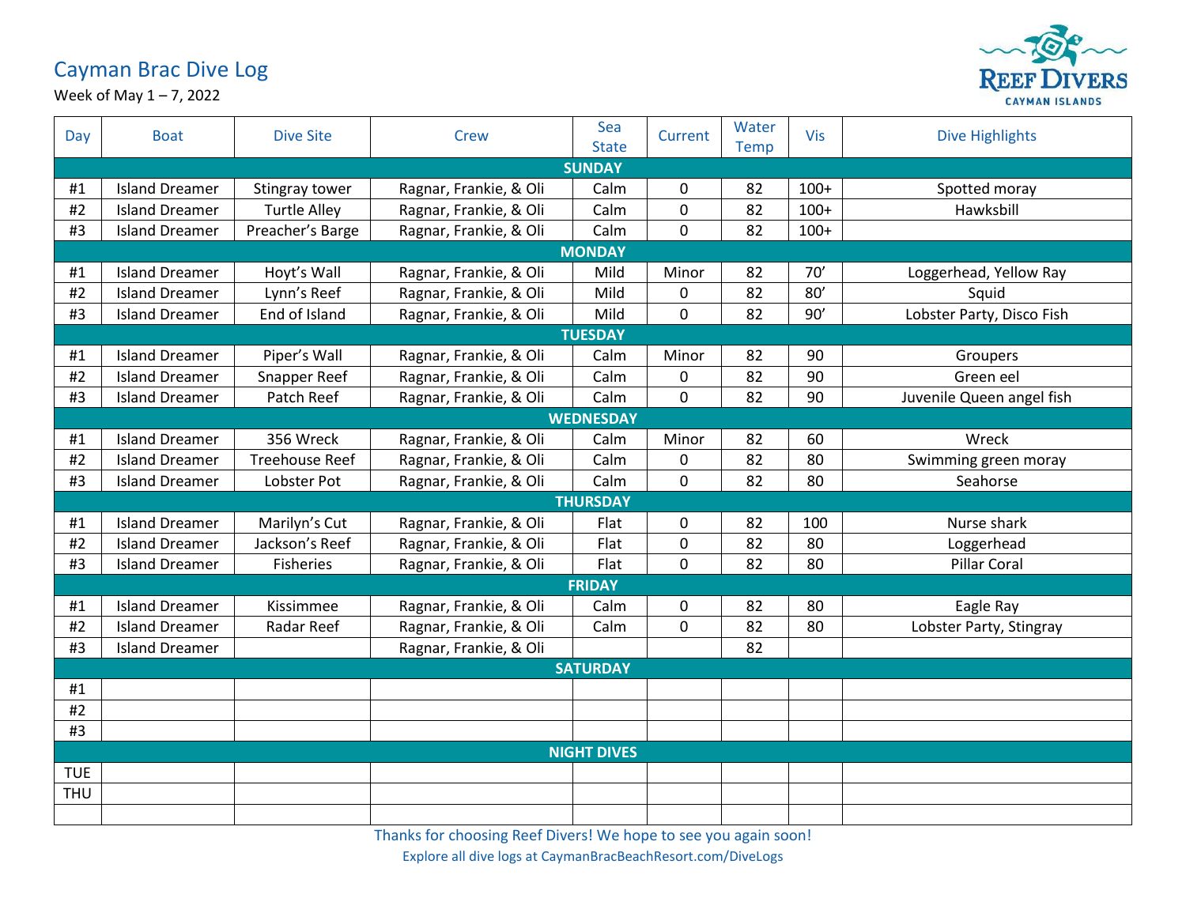# Cayman Brac Dive Log

Week of May 1 – 7, 2022

REEF DIVERS
CAYMAN ISLANDS

| Day | Boat | Dive Site | Crew | Sea State | Current | Water Temp | Vis | Dive Highlights |
|---|---|---|---|---|---|---|---|---|
| **SUNDAY** | | | | | | | | |
| #1 | Island Dreamer | Stingray tower | Ragnar, Frankie, & Oli | Calm | 0 | 82 | 100+ | Spotted moray |
| #2 | Island Dreamer | Turtle Alley | Ragnar, Frankie, & Oli | Calm | 0 | 82 | 100+ | Hawksbill |
| #3 | Island Dreamer | Preacher's Barge | Ragnar, Frankie, & Oli | Calm | 0 | 82 | 100+ | |
| **MONDAY** | | | | | | | | |
| #1 | Island Dreamer | Hoyt's Wall | Ragnar, Frankie, & Oli | Mild | Minor | 82 | 70' | Loggerhead, Yellow Ray |
| #2 | Island Dreamer | Lynn's Reef | Ragnar, Frankie, & Oli | Mild | 0 | 82 | 80' | Squid |
| #3 | Island Dreamer | End of Island | Ragnar, Frankie, & Oli | Mild | 0 | 82 | 90' | Lobster Party, Disco Fish |
| **TUESDAY** | | | | | | | | |
| #1 | Island Dreamer | Piper's Wall | Ragnar, Frankie, & Oli | Calm | Minor | 82 | 90 | Groupers |
| #2 | Island Dreamer | Snapper Reef | Ragnar, Frankie, & Oli | Calm | 0 | 82 | 90 | Green eel |
| #3 | Island Dreamer | Patch Reef | Ragnar, Frankie, & Oli | Calm | 0 | 82 | 90 | Juvenile Queen angel fish |
| **WEDNESDAY** | | | | | | | | |
| #1 | Island Dreamer | 356 Wreck | Ragnar, Frankie, & Oli | Calm | Minor | 82 | 60 | Wreck |
| #2 | Island Dreamer | Treehouse Reef | Ragnar, Frankie, & Oli | Calm | 0 | 82 | 80 | Swimming green moray |
| #3 | Island Dreamer | Lobster Pot | Ragnar, Frankie, & Oli | Calm | 0 | 82 | 80 | Seahorse |
| **THURSDAY** | | | | | | | | |
| #1 | Island Dreamer | Marilyn's Cut | Ragnar, Frankie, & Oli | Flat | 0 | 82 | 100 | Nurse shark |
| #2 | Island Dreamer | Jackson's Reef | Ragnar, Frankie, & Oli | Flat | 0 | 82 | 80 | Loggerhead |
| #3 | Island Dreamer | Fisheries | Ragnar, Frankie, & Oli | Flat | 0 | 82 | 80 | Pillar Coral |
| **FRIDAY** | | | | | | | | |
| #1 | Island Dreamer | Kissimmee | Ragnar, Frankie, & Oli | Calm | 0 | 82 | 80 | Eagle Ray |
| #2 | Island Dreamer | Radar Reef | Ragnar, Frankie, & Oli | Calm | 0 | 82 | 80 | Lobster Party, Stingray |
| #3 | Island Dreamer | | Ragnar, Frankie, & Oli | | | 82 | | |
| **SATURDAY** | | | | | | | | |
| #1 | | | | | | | | |
| #2 | | | | | | | | |
| #3 | | | | | | | | |
| **NIGHT DIVES** | | | | | | | | |
| TUE | | | | | | | | |
| THU | | | | | | | | |
| | | | | | | | | |

Thanks for choosing Reef Divers! We hope to see you again soon!

Explore all dive logs at CaymanBracBeachResort.com/DiveLogs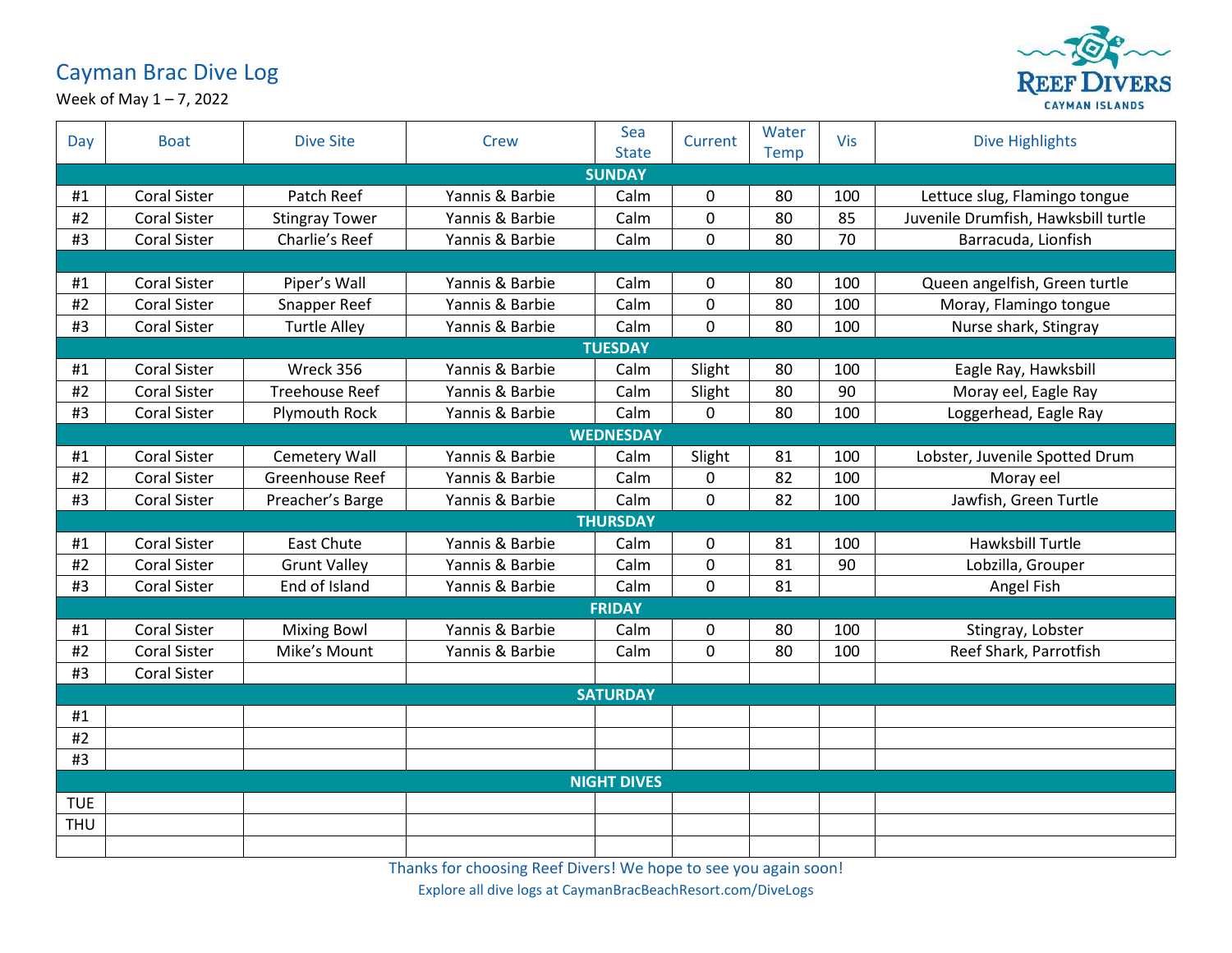# Cayman Brac Dive Log

Week of May 1 – 7, 2022

REEF DIVERS
CAYMAN ISLANDS

| Day | Boat | Dive Site | Crew | Sea State | Current | Water Temp | Vis | Dive Highlights |
|---|---|---|---|---|---|---|---|---|
| **SUNDAY** | | | | | | | | |
| #1 | Coral Sister | Patch Reef | Yannis & Barbie | Calm | 0 | 80 | 100 | Lettuce slug, Flamingo tongue |
| #2 | Coral Sister | Stingray Tower | Yannis & Barbie | Calm | 0 | 80 | 85 | Juvenile Drumfish, Hawksbill turtle |
| #3 | Coral Sister | Charlie's Reef | Yannis & Barbie | Calm | 0 | 80 | 70 | Barracuda, Lionfish |
| | | | | | | | | |
| #1 | Coral Sister | Piper's Wall | Yannis & Barbie | Calm | 0 | 80 | 100 | Queen angelfish, Green turtle |
| #2 | Coral Sister | Snapper Reef | Yannis & Barbie | Calm | 0 | 80 | 100 | Moray, Flamingo tongue |
| #3 | Coral Sister | Turtle Alley | Yannis & Barbie | Calm | 0 | 80 | 100 | Nurse shark, Stingray |
| **TUESDAY** | | | | | | | | |
| #1 | Coral Sister | Wreck 356 | Yannis & Barbie | Calm | Slight | 80 | 100 | Eagle Ray, Hawksbill |
| #2 | Coral Sister | Treehouse Reef | Yannis & Barbie | Calm | Slight | 80 | 90 | Moray eel, Eagle Ray |
| #3 | Coral Sister | Plymouth Rock | Yannis & Barbie | Calm | 0 | 80 | 100 | Loggerhead, Eagle Ray |
| **WEDNESDAY** | | | | | | | | |
| #1 | Coral Sister | Cemetery Wall | Yannis & Barbie | Calm | Slight | 81 | 100 | Lobster, Juvenile Spotted Drum |
| #2 | Coral Sister | Greenhouse Reef | Yannis & Barbie | Calm | 0 | 82 | 100 | Moray eel |
| #3 | Coral Sister | Preacher's Barge | Yannis & Barbie | Calm | 0 | 82 | 100 | Jawfish, Green Turtle |
| **THURSDAY** | | | | | | | | |
| #1 | Coral Sister | East Chute | Yannis & Barbie | Calm | 0 | 81 | 100 | Hawksbill Turtle |
| #2 | Coral Sister | Grunt Valley | Yannis & Barbie | Calm | 0 | 81 | 90 | Lobzilla, Grouper |
| #3 | Coral Sister | End of Island | Yannis & Barbie | Calm | 0 | 81 | | Angel Fish |
| **FRIDAY** | | | | | | | | |
| #1 | Coral Sister | Mixing Bowl | Yannis & Barbie | Calm | 0 | 80 | 100 | Stingray, Lobster |
| #2 | Coral Sister | Mike's Mount | Yannis & Barbie | Calm | 0 | 80 | 100 | Reef Shark, Parrotfish |
| #3 | Coral Sister | | | | | | | |
| **SATURDAY** | | | | | | | | |
| #1 | | | | | | | | |
| #2 | | | | | | | | |
| #3 | | | | | | | | |
| **NIGHT DIVES** | | | | | | | | |
| TUE | | | | | | | | |
| THU | | | | | | | | |
| | | | | | | | | |

Thanks for choosing Reef Divers! We hope to see you again soon!

Explore all dive logs at CaymanBracBeachResort.com/DiveLogs